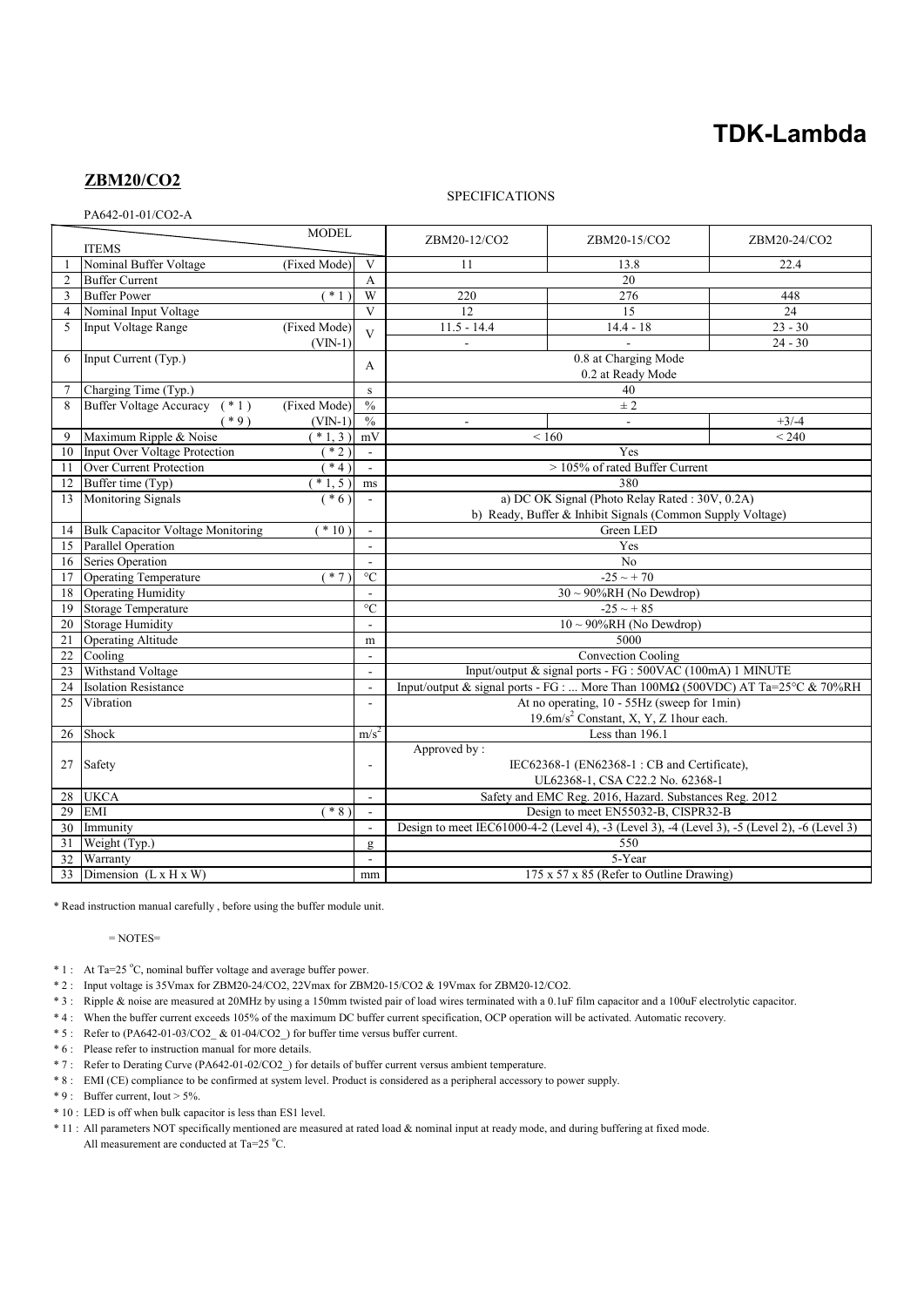# TDK-Lambda

## ZBM20/CO2

SPECIFICATIONS

PA642-01-01/CO2-A

| | ITEMS | | MODEL | ZBM20-12/CO2 | ZBM20-15/CO2 | ZBM20-24/CO2 |
|---|---|---|---|---|---|---|
| 1 | Nominal Buffer Voltage | (Fixed Mode) | V | 11 | 13.8 | 22.4 |
| 2 | Buffer Current | | A | 20 | | |
| 3 | Buffer Power | ( * 1 ) | W | 220 | 276 | 448 |
| 4 | Nominal Input Voltage | | V | 12 | 15 | 24 |
| 5 | Input Voltage Range | (Fixed Mode) | V | 11.5 - 14.4 | 14.4 - 18 | 23 - 30 |
| | | (VIN-1) | | - | - | 24 - 30 |
| 6 | Input Current (Typ.) | | A | 0.8 at Charging Mode<br>0.2 at Ready Mode | | |
| 7 | Charging Time (Typ.) | | s | 40 | | |
| 8 | Buffer Voltage Accuracy ( * 1 ) | (Fixed Mode) | % | ± 2 | | |
| | ( * 9 ) | (VIN-1) | % | - | - | +3/-4 |
| 9 | Maximum Ripple & Noise | ( * 1, 3 ) | mV | < 160 | | < 240 |
| 10 | Input Over Voltage Protection | ( * 2 ) | - | Yes | | |
| 11 | Over Current Protection | ( * 4 ) | - | > 105% of rated Buffer Current | | |
| 12 | Buffer time (Typ) | ( * 1, 5 ) | ms | 380 | | |
| 13 | Monitoring Signals | ( * 6 ) | - | a) DC OK Signal (Photo Relay Rated : 30V, 0.2A)<br>b) Ready, Buffer & Inhibit Signals (Common Supply Voltage) | | |
| 14 | Bulk Capacitor Voltage Monitoring | ( * 10 ) | - | Green LED | | |
| 15 | Parallel Operation | | - | Yes | | |
| 16 | Series Operation | | - | No | | |
| 17 | Operating Temperature | ( * 7 ) | °C | -25 ~ + 70 | | |
| 18 | Operating Humidity | | - | 30 ~ 90%RH (No Dewdrop) | | |
| 19 | Storage Temperature | | °C | -25 ~ + 85 | | |
| 20 | Storage Humidity | | - | 10 ~ 90%RH (No Dewdrop) | | |
| 21 | Operating Altitude | | m | 5000 | | |
| 22 | Cooling | | - | Convection Cooling | | |
| 23 | Withstand Voltage | | - | Input/output & signal ports - FG : 500VAC (100mA) 1 MINUTE | | |
| 24 | Isolation Resistance | | - | Input/output & signal ports - FG : ... More Than 100MΩ (500VDC) AT Ta=25°C & 70%RH | | |
| 25 | Vibration | | - | At no operating, 10 - 55Hz (sweep for 1min)<br>19.6m/s$^2$ Constant, X, Y, Z 1hour each. | | |
| 26 | Shock | | m/s$^2$ | Less than 196.1 | | |
| 27 | Safety | | - | Approved by :<br>IEC62368-1 (EN62368-1 : CB and Certificate),<br>UL62368-1, CSA C22.2 No. 62368-1 | | |
| 28 | UKCA | | - | Safety and EMC Reg. 2016, Hazard. Substances Reg. 2012 | | |
| 29 | EMI | ( * 8 ) | - | Design to meet EN55032-B, CISPR32-B | | |
| 30 | Immunity | | - | Design to meet IEC61000-4-2 (Level 4), -3 (Level 3), -4 (Level 3), -5 (Level 2), -6 (Level 3) | | |
| 31 | Weight (Typ.) | | g | 550 | | |
| 32 | Warranty | | - | 5-Year | | |
| 33 | Dimension (L x H x W) | | mm | 175 x 57 x 85 (Refer to Outline Drawing) | | |

* Read instruction manual carefully , before using the buffer module unit.

= NOTES=

* 1 : At Ta=25 °C, nominal buffer voltage and average buffer power.
* 2 : Input voltage is 35Vmax for ZBM20-24/CO2, 22Vmax for ZBM20-15/CO2 & 19Vmax for ZBM20-12/CO2.
* 3 : Ripple & noise are measured at 20MHz by using a 150mm twisted pair of load wires terminated with a 0.1uF film capacitor and a 100uF electrolytic capacitor.
* 4 : When the buffer current exceeds 105% of the maximum DC buffer current specification, OCP operation will be activated. Automatic recovery.
* 5 : Refer to (PA642-01-03/CO2_ & 01-04/CO2_) for buffer time versus buffer current.
* 6 : Please refer to instruction manual for more details.
* 7 : Refer to Derating Curve (PA642-01-02/CO2_) for details of buffer current versus ambient temperature.
* 8 : EMI (CE) compliance to be confirmed at system level. Product is considered as a peripheral accessory to power supply.
* 9 : Buffer current, Iout > 5%.
* 10 : LED is off when bulk capacitor is less than ES1 level.
* 11 : All parameters NOT specifically mentioned are measured at rated load & nominal input at ready mode, and during buffering at fixed mode.
  All measurement are conducted at Ta=25 °C.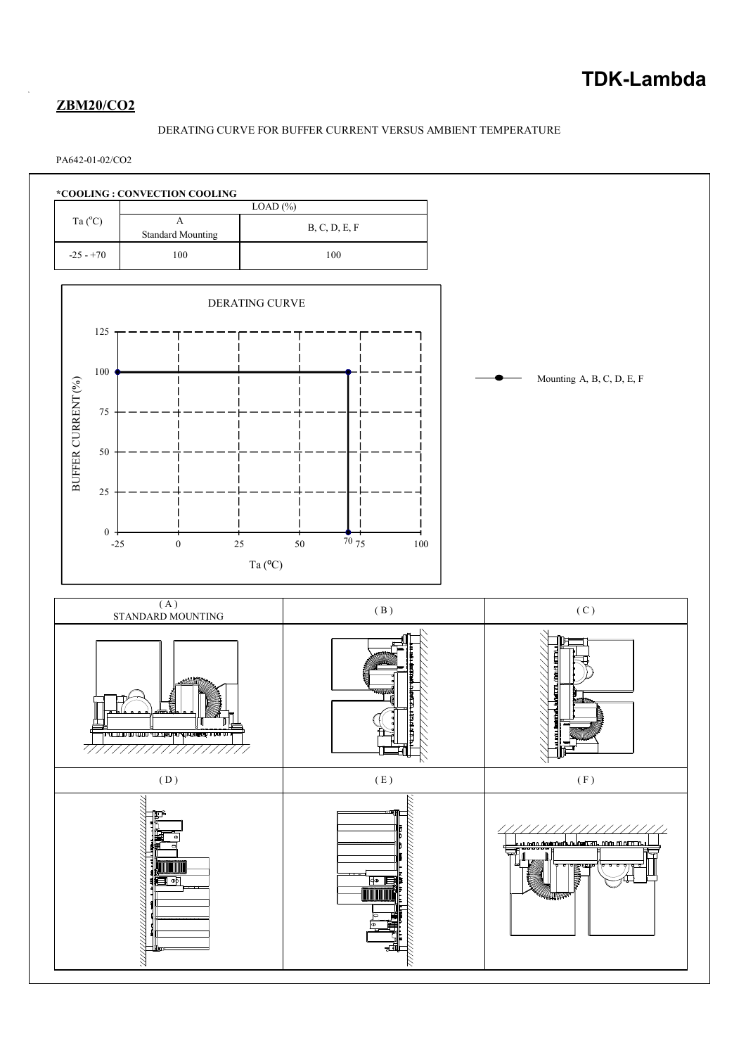TDK-Lambda

**ZBM20/CO2**

DERATING CURVE FOR BUFFER CURRENT VERSUS AMBIENT TEMPERATURE

PA642-01-02/CO2

***COOLING : CONVECTION COOLING**

| Ta (°C) | LOAD (%) | |
|---|---|---|
| | A Standard Mounting | B, C, D, E, F |
| -25 - +70 | 100 | 100 |

DERATING CURVE

BUFFER CURRENT (%)

Ta (°C)

Mounting A, B, C, D, E, F

| ( A ) STANDARD MOUNTING | ( B ) | ( C ) |
|---|---|---|
| ( D ) | ( E ) | ( F ) |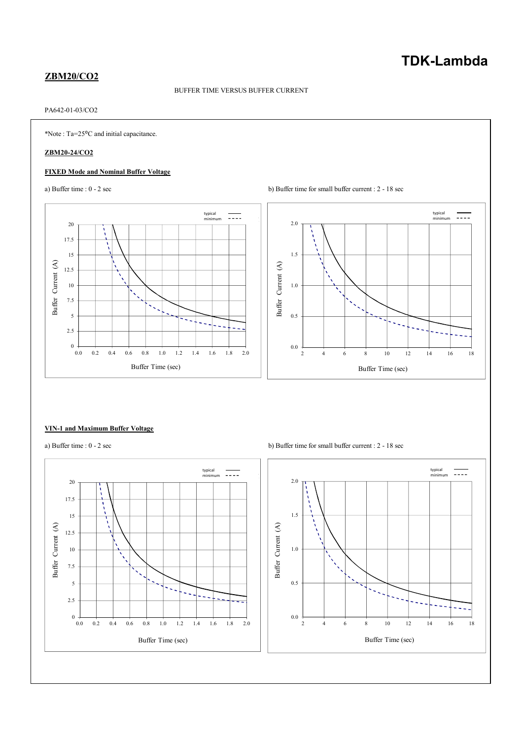## ZBM20/CO2

BUFFER TIME VERSUS BUFFER CURRENT

PA642-01-03/CO2

*Note : Ta=25°C and initial capacitance.

**ZBM20-24/CO2**

**FIXED Mode and Nominal Buffer Voltage**

a) Buffer time : 0 - 2 sec

b) Buffer time for small buffer current : 2 - 18 sec

**VIN-1 and Maximum Buffer Voltage**

a) Buffer time : 0 - 2 sec

b) Buffer time for small buffer current : 2 - 18 sec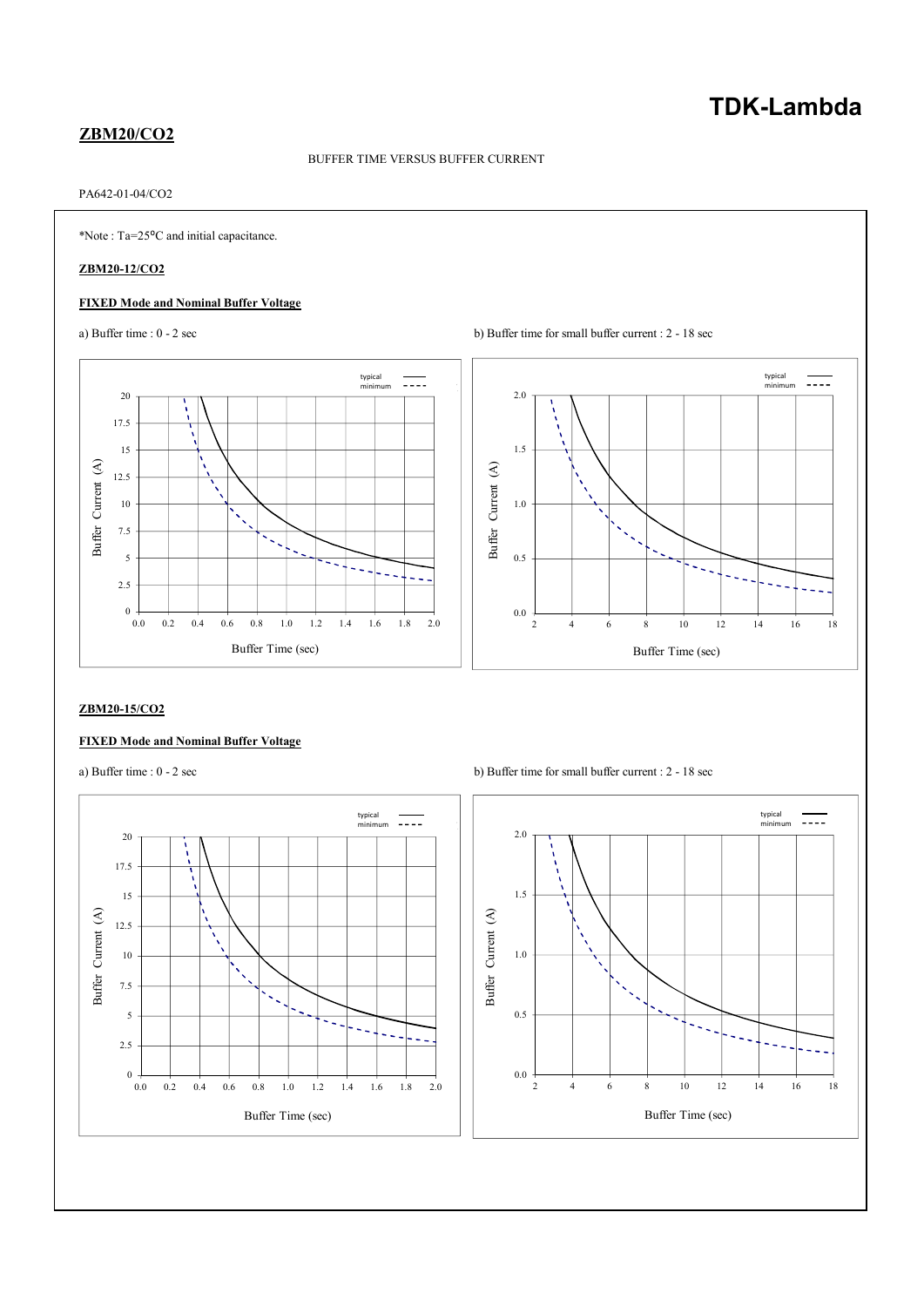## ZBM20/CO2

BUFFER TIME VERSUS BUFFER CURRENT

PA642-01-04/CO2

*Note : Ta=25°C and initial capacitance.

### ZBM20-12/CO2

**FIXED Mode and Nominal Buffer Voltage**

a) Buffer time : 0 - 2 sec

typical
minimum

Buffer Current (A)

20
17.5
15
12.5
10
7.5
5
2.5
0

0.0 0.2 0.4 0.6 0.8 1.0 1.2 1.4 1.6 1.8 2.0

Buffer Time (sec)

b) Buffer time for small buffer current : 2 - 18 sec

typical
minimum

Buffer Current (A)

2.0
1.5
1.0
0.5
0.0

2 4 6 8 10 12 14 16 18

Buffer Time (sec)

### ZBM20-15/CO2

**FIXED Mode and Nominal Buffer Voltage**

a) Buffer time : 0 - 2 sec

typical
minimum

Buffer Current (A)

20
17.5
15
12.5
10
7.5
5
2.5
0

0.0 0.2 0.4 0.6 0.8 1.0 1.2 1.4 1.6 1.8 2.0

Buffer Time (sec)

b) Buffer time for small buffer current : 2 - 18 sec

typical
minimum

Buffer Current (A)

2.0
1.5
1.0
0.5
0.0

2 4 6 8 10 12 14 16 18

Buffer Time (sec)